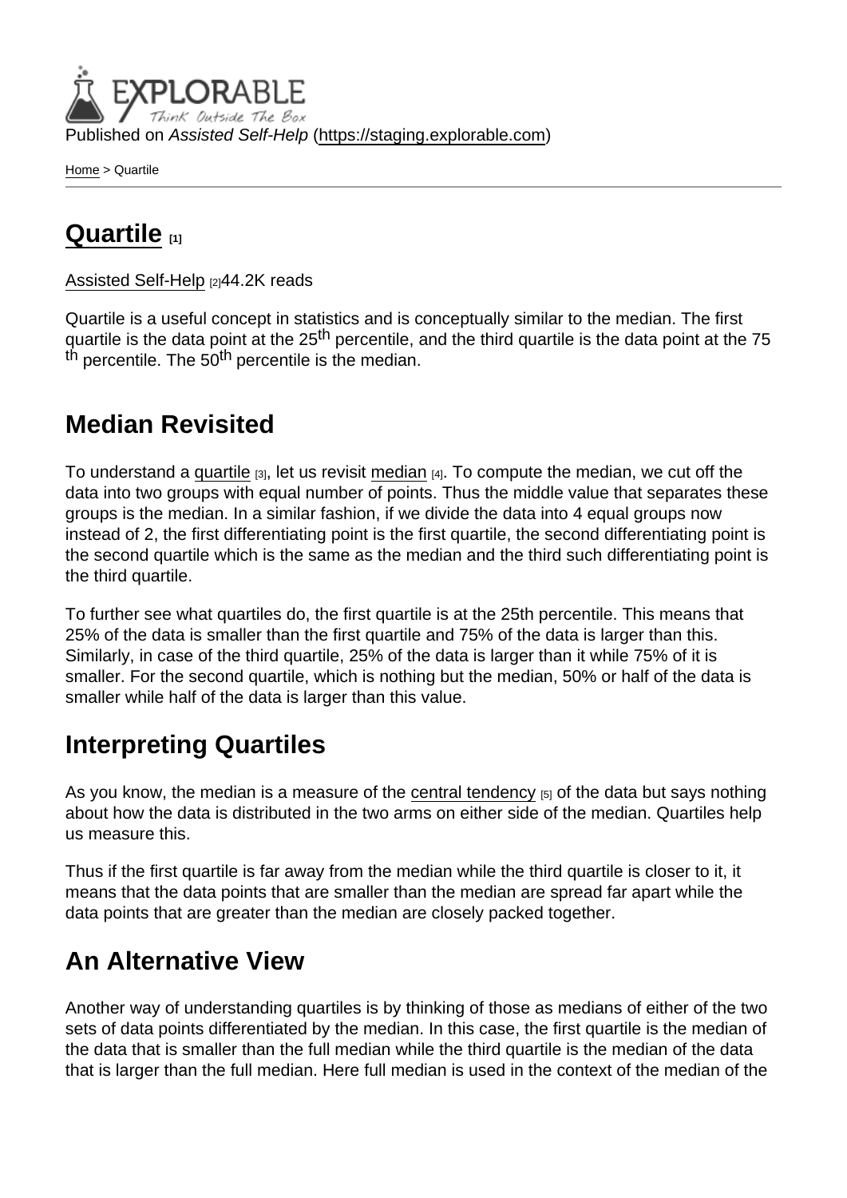Published on *Assisted Self-Help* (https://staging.explorable.com)

Home > Quartile

# Quartile [1]

Assisted Self-Help [2]44.2K reads

Quartile is a useful concept in statistics and is conceptually similar to the median. The first quartile is the data point at the 25$^{th}$ percentile, and the third quartile is the data point at the 75$^{th}$ percentile. The 50$^{th}$ percentile is the median.

## Median Revisited

To understand a quartile [3], let us revisit median [4]. To compute the median, we cut off the data into two groups with equal number of points. Thus the middle value that separates these groups is the median. In a similar fashion, if we divide the data into 4 equal groups now instead of 2, the first differentiating point is the first quartile, the second differentiating point is the second quartile which is the same as the median and the third such differentiating point is the third quartile.

To further see what quartiles do, the first quartile is at the 25th percentile. This means that 25% of the data is smaller than the first quartile and 75% of the data is larger than this. Similarly, in case of the third quartile, 25% of the data is larger than it while 75% of it is smaller. For the second quartile, which is nothing but the median, 50% or half of the data is smaller while half of the data is larger than this value.

## Interpreting Quartiles

As you know, the median is a measure of the central tendency [5] of the data but says nothing about how the data is distributed in the two arms on either side of the median. Quartiles help us measure this.

Thus if the first quartile is far away from the median while the third quartile is closer to it, it means that the data points that are smaller than the median are spread far apart while the data points that are greater than the median are closely packed together.

## An Alternative View

Another way of understanding quartiles is by thinking of those as medians of either of the two sets of data points differentiated by the median. In this case, the first quartile is the median of the data that is smaller than the full median while the third quartile is the median of the data that is larger than the full median. Here full median is used in the context of the median of the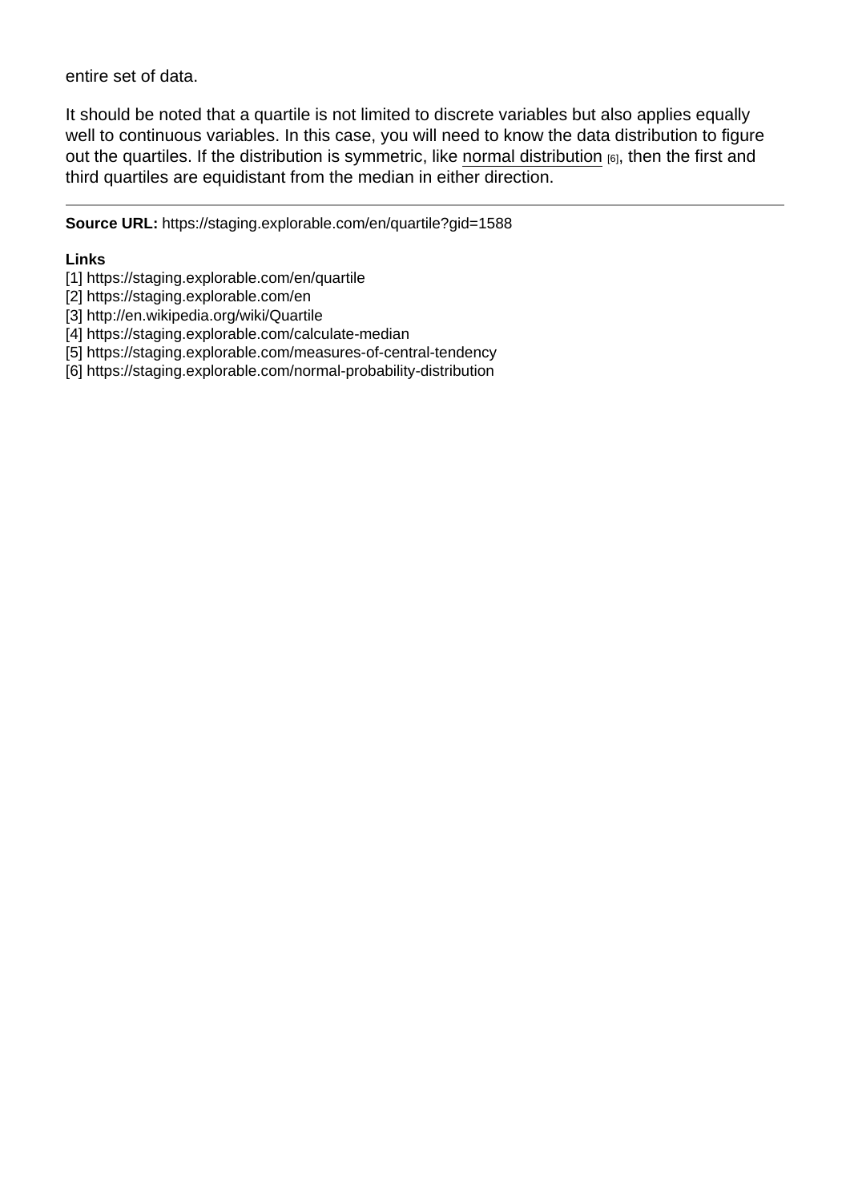entire set of data.

It should be noted that a quartile is not limited to discrete variables but also applies equally well to continuous variables. In this case, you will need to know the data distribution to figure out the quartiles. If the distribution is symmetric, like normal distribution [6], then the first and third quartiles are equidistant from the median in either direction.

---

**Source URL:** https://staging.explorable.com/en/quartile?gid=1588

**Links**

[1] https://staging.explorable.com/en/quartile
[2] https://staging.explorable.com/en
[3] http://en.wikipedia.org/wiki/Quartile
[4] https://staging.explorable.com/calculate-median
[5] https://staging.explorable.com/measures-of-central-tendency
[6] https://staging.explorable.com/normal-probability-distribution